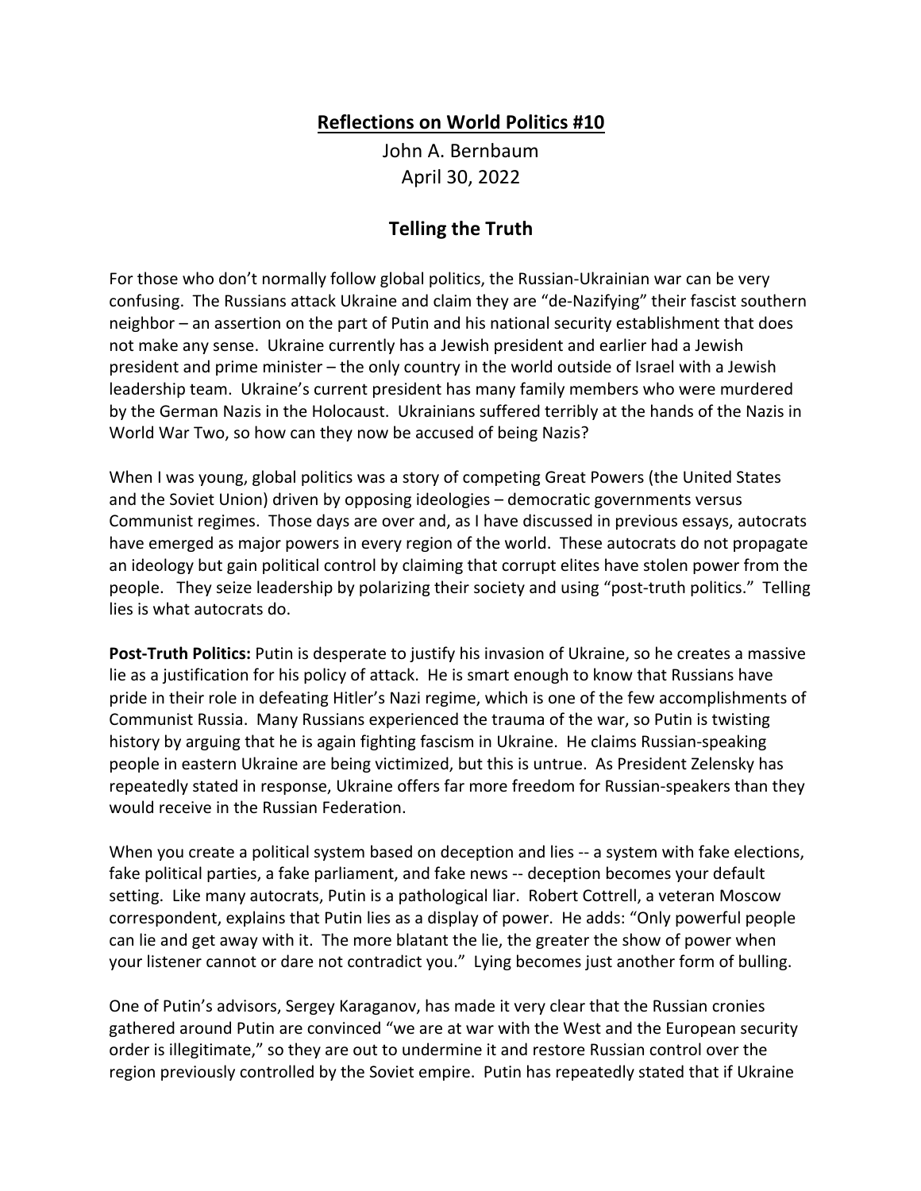## Reflections on World Politics #10

John A. Bernbaum
April 30, 2022

## Telling the Truth

For those who don't normally follow global politics, the Russian-Ukrainian war can be very confusing. The Russians attack Ukraine and claim they are "de-Nazifying" their fascist southern neighbor – an assertion on the part of Putin and his national security establishment that does not make any sense. Ukraine currently has a Jewish president and earlier had a Jewish president and prime minister – the only country in the world outside of Israel with a Jewish leadership team. Ukraine's current president has many family members who were murdered by the German Nazis in the Holocaust. Ukrainians suffered terribly at the hands of the Nazis in World War Two, so how can they now be accused of being Nazis?

When I was young, global politics was a story of competing Great Powers (the United States and the Soviet Union) driven by opposing ideologies – democratic governments versus Communist regimes. Those days are over and, as I have discussed in previous essays, autocrats have emerged as major powers in every region of the world. These autocrats do not propagate an ideology but gain political control by claiming that corrupt elites have stolen power from the people. They seize leadership by polarizing their society and using "post-truth politics." Telling lies is what autocrats do.

**Post-Truth Politics:** Putin is desperate to justify his invasion of Ukraine, so he creates a massive lie as a justification for his policy of attack. He is smart enough to know that Russians have pride in their role in defeating Hitler's Nazi regime, which is one of the few accomplishments of Communist Russia. Many Russians experienced the trauma of the war, so Putin is twisting history by arguing that he is again fighting fascism in Ukraine. He claims Russian-speaking people in eastern Ukraine are being victimized, but this is untrue. As President Zelensky has repeatedly stated in response, Ukraine offers far more freedom for Russian-speakers than they would receive in the Russian Federation.

When you create a political system based on deception and lies -- a system with fake elections, fake political parties, a fake parliament, and fake news -- deception becomes your default setting. Like many autocrats, Putin is a pathological liar. Robert Cottrell, a veteran Moscow correspondent, explains that Putin lies as a display of power. He adds: "Only powerful people can lie and get away with it. The more blatant the lie, the greater the show of power when your listener cannot or dare not contradict you." Lying becomes just another form of bulling.

One of Putin's advisors, Sergey Karaganov, has made it very clear that the Russian cronies gathered around Putin are convinced "we are at war with the West and the European security order is illegitimate," so they are out to undermine it and restore Russian control over the region previously controlled by the Soviet empire. Putin has repeatedly stated that if Ukraine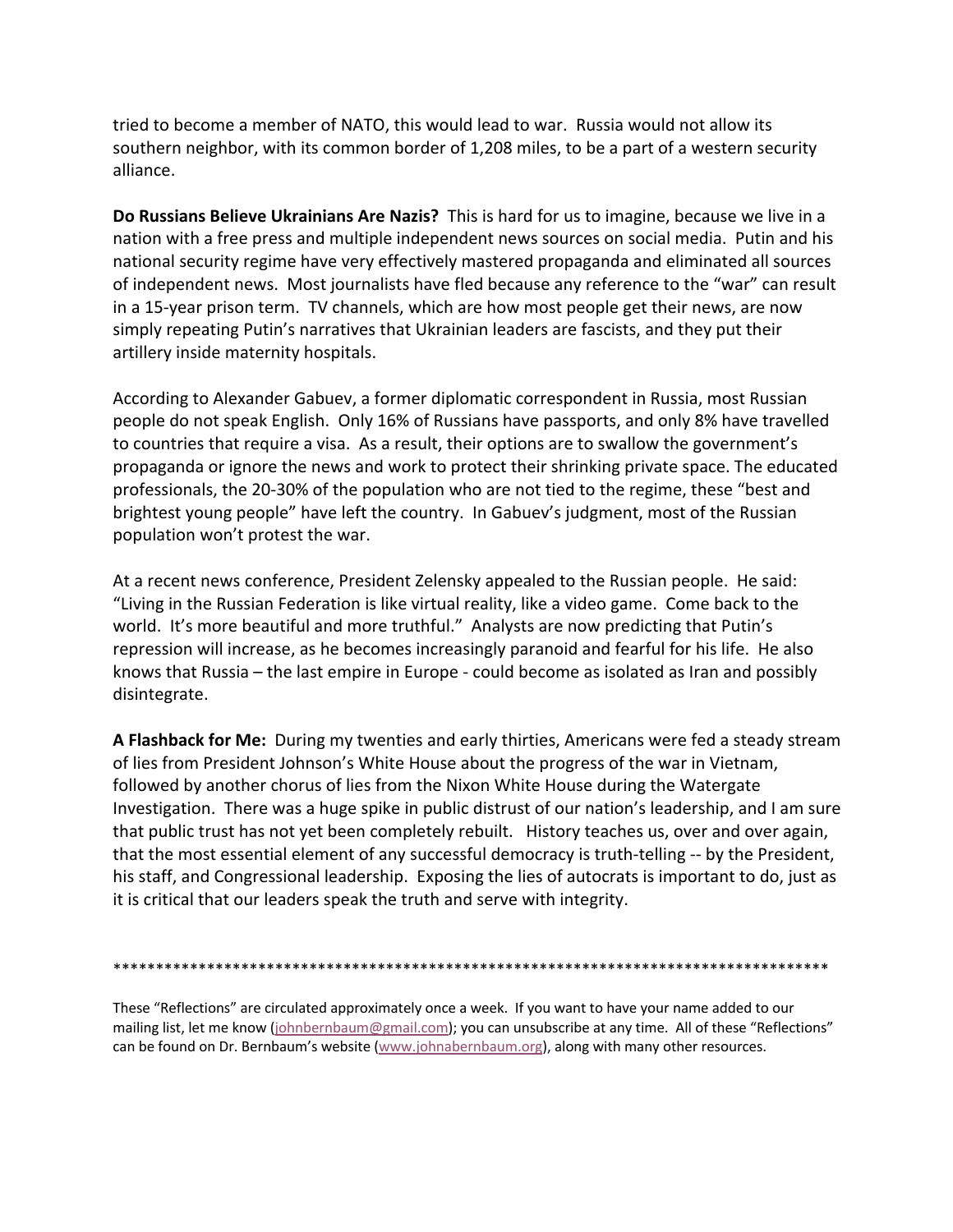tried to become a member of NATO, this would lead to war. Russia would not allow its southern neighbor, with its common border of 1,208 miles, to be a part of a western security alliance.

**Do Russians Believe Ukrainians Are Nazis?** This is hard for us to imagine, because we live in a nation with a free press and multiple independent news sources on social media. Putin and his national security regime have very effectively mastered propaganda and eliminated all sources of independent news. Most journalists have fled because any reference to the "war" can result in a 15-year prison term. TV channels, which are how most people get their news, are now simply repeating Putin's narratives that Ukrainian leaders are fascists, and they put their artillery inside maternity hospitals.

According to Alexander Gabuev, a former diplomatic correspondent in Russia, most Russian people do not speak English. Only 16% of Russians have passports, and only 8% have travelled to countries that require a visa. As a result, their options are to swallow the government's propaganda or ignore the news and work to protect their shrinking private space. The educated professionals, the 20-30% of the population who are not tied to the regime, these "best and brightest young people" have left the country. In Gabuev's judgment, most of the Russian population won't protest the war.

At a recent news conference, President Zelensky appealed to the Russian people. He said: "Living in the Russian Federation is like virtual reality, like a video game. Come back to the world. It's more beautiful and more truthful." Analysts are now predicting that Putin's repression will increase, as he becomes increasingly paranoid and fearful for his life. He also knows that Russia – the last empire in Europe - could become as isolated as Iran and possibly disintegrate.

**A Flashback for Me:** During my twenties and early thirties, Americans were fed a steady stream of lies from President Johnson's White House about the progress of the war in Vietnam, followed by another chorus of lies from the Nixon White House during the Watergate Investigation. There was a huge spike in public distrust of our nation's leadership, and I am sure that public trust has not yet been completely rebuilt. History teaches us, over and over again, that the most essential element of any successful democracy is truth-telling -- by the President, his staff, and Congressional leadership. Exposing the lies of autocrats is important to do, just as it is critical that our leaders speak the truth and serve with integrity.

*****************************************************************************************

These "Reflections" are circulated approximately once a week. If you want to have your name added to our mailing list, let me know (johnbernbaum@gmail.com); you can unsubscribe at any time. All of these "Reflections" can be found on Dr. Bernbaum's website (www.johnabernbaum.org), along with many other resources.